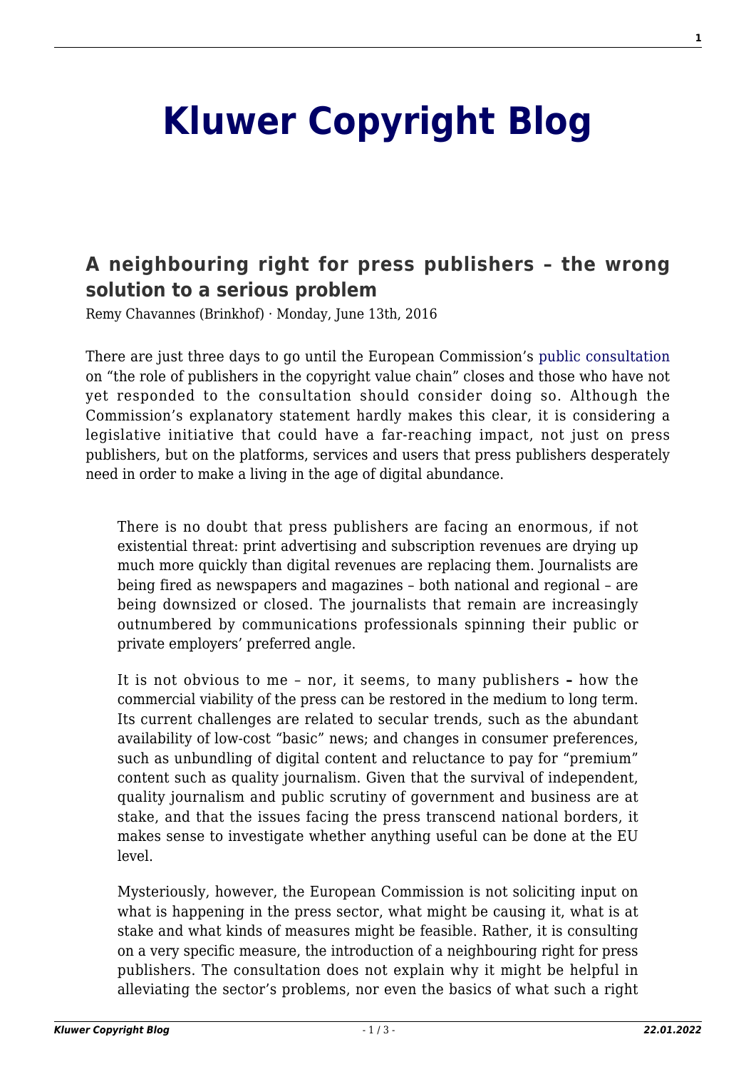# Kluwer Copyright Blog

## A neighbouring right for press publishers – the wrong solution to a serious problem

Remy Chavannes (Brinkhof) · Monday, June 13th, 2016

There are just three days to go until the European Commission's public consultation on "the role of publishers in the copyright value chain" closes and those who have not yet responded to the consultation should consider doing so. Although the Commission's explanatory statement hardly makes this clear, it is considering a legislative initiative that could have a far-reaching impact, not just on press publishers, but on the platforms, services and users that press publishers desperately need in order to make a living in the age of digital abundance.

> There is no doubt that press publishers are facing an enormous, if not existential threat: print advertising and subscription revenues are drying up much more quickly than digital revenues are replacing them. Journalists are being fired as newspapers and magazines – both national and regional – are being downsized or closed. The journalists that remain are increasingly outnumbered by communications professionals spinning their public or private employers' preferred angle.
>
> It is not obvious to me – nor, it seems, to many publishers **–** how the commercial viability of the press can be restored in the medium to long term. Its current challenges are related to secular trends, such as the abundant availability of low-cost "basic" news; and changes in consumer preferences, such as unbundling of digital content and reluctance to pay for "premium" content such as quality journalism. Given that the survival of independent, quality journalism and public scrutiny of government and business are at stake, and that the issues facing the press transcend national borders, it makes sense to investigate whether anything useful can be done at the EU level.
>
> Mysteriously, however, the European Commission is not soliciting input on what is happening in the press sector, what might be causing it, what is at stake and what kinds of measures might be feasible. Rather, it is consulting on a very specific measure, the introduction of a neighbouring right for press publishers. The consultation does not explain why it might be helpful in alleviating the sector's problems, nor even the basics of what such a right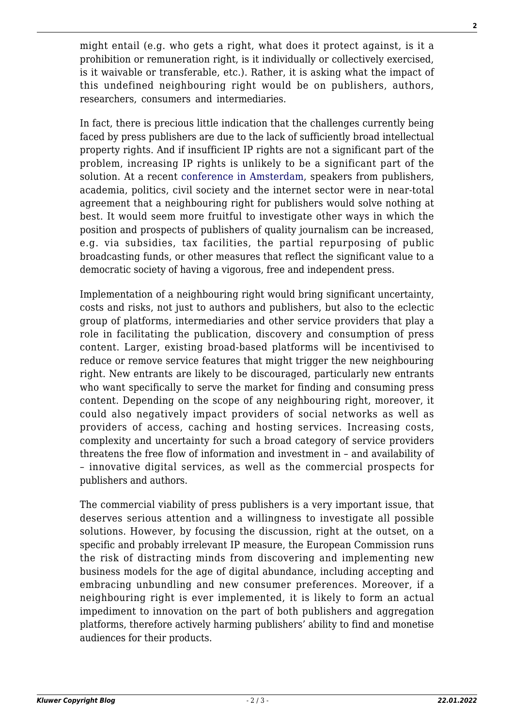might entail (e.g. who gets a right, what does it protect against, is it a prohibition or remuneration right, is it individually or collectively exercised, is it waivable or transferable, etc.). Rather, it is asking what the impact of this undefined neighbouring right would be on publishers, authors, researchers, consumers and intermediaries.

In fact, there is precious little indication that the challenges currently being faced by press publishers are due to the lack of sufficiently broad intellectual property rights. And if insufficient IP rights are not a significant part of the problem, increasing IP rights is unlikely to be a significant part of the solution. At a recent conference in Amsterdam, speakers from publishers, academia, politics, civil society and the internet sector were in near-total agreement that a neighbouring right for publishers would solve nothing at best. It would seem more fruitful to investigate other ways in which the position and prospects of publishers of quality journalism can be increased, e.g. via subsidies, tax facilities, the partial repurposing of public broadcasting funds, or other measures that reflect the significant value to a democratic society of having a vigorous, free and independent press.

Implementation of a neighbouring right would bring significant uncertainty, costs and risks, not just to authors and publishers, but also to the eclectic group of platforms, intermediaries and other service providers that play a role in facilitating the publication, discovery and consumption of press content. Larger, existing broad-based platforms will be incentivised to reduce or remove service features that might trigger the new neighbouring right. New entrants are likely to be discouraged, particularly new entrants who want specifically to serve the market for finding and consuming press content. Depending on the scope of any neighbouring right, moreover, it could also negatively impact providers of social networks as well as providers of access, caching and hosting services. Increasing costs, complexity and uncertainty for such a broad category of service providers threatens the free flow of information and investment in – and availability of – innovative digital services, as well as the commercial prospects for publishers and authors.

The commercial viability of press publishers is a very important issue, that deserves serious attention and a willingness to investigate all possible solutions. However, by focusing the discussion, right at the outset, on a specific and probably irrelevant IP measure, the European Commission runs the risk of distracting minds from discovering and implementing new business models for the age of digital abundance, including accepting and embracing unbundling and new consumer preferences. Moreover, if a neighbouring right is ever implemented, it is likely to form an actual impediment to innovation on the part of both publishers and aggregation platforms, therefore actively harming publishers' ability to find and monetise audiences for their products.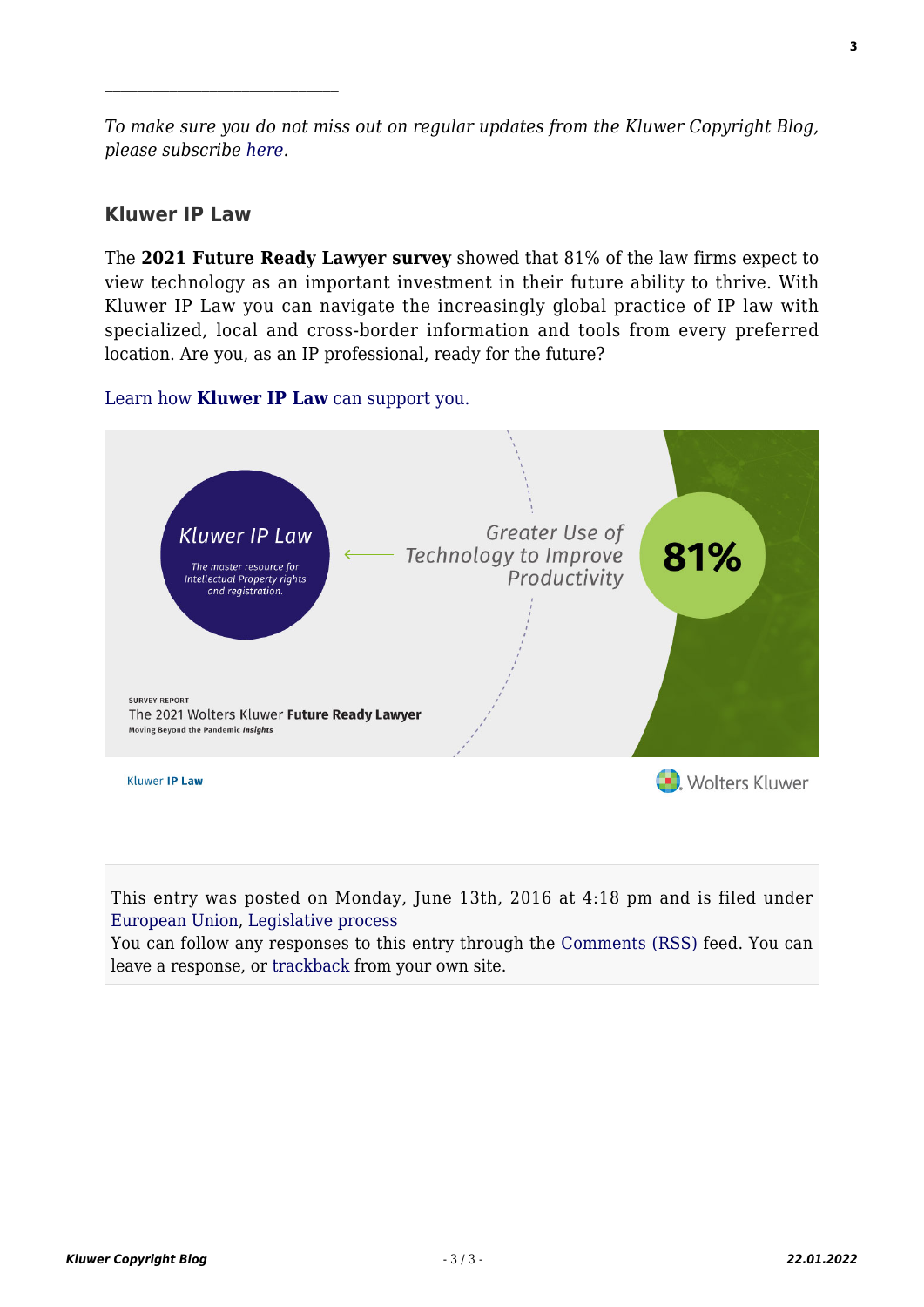---

*To make sure you do not miss out on regular updates from the Kluwer Copyright Blog, please subscribe here.*

## Kluwer IP Law

The **2021 Future Ready Lawyer survey** showed that 81% of the law firms expect to view technology as an important investment in their future ability to thrive. With Kluwer IP Law you can navigate the increasingly global practice of IP law with specialized, local and cross-border information and tools from every preferred location. Are you, as an IP professional, ready for the future?

Learn how **Kluwer IP Law** can support you.

Kluwer IP Law

The master resource for Intellectual Property rights and registration.

Greater Use of Technology to Improve Productivity

81%

SURVEY REPORT

The 2021 Wolters Kluwer **Future Ready Lawyer**

Moving Beyond the Pandemic *Insights*

Kluwer **IP Law**

Wolters Kluwer

This entry was posted on Monday, June 13th, 2016 at 4:18 pm and is filed under European Union, Legislative process
You can follow any responses to this entry through the Comments (RSS) feed. You can leave a response, or trackback from your own site.